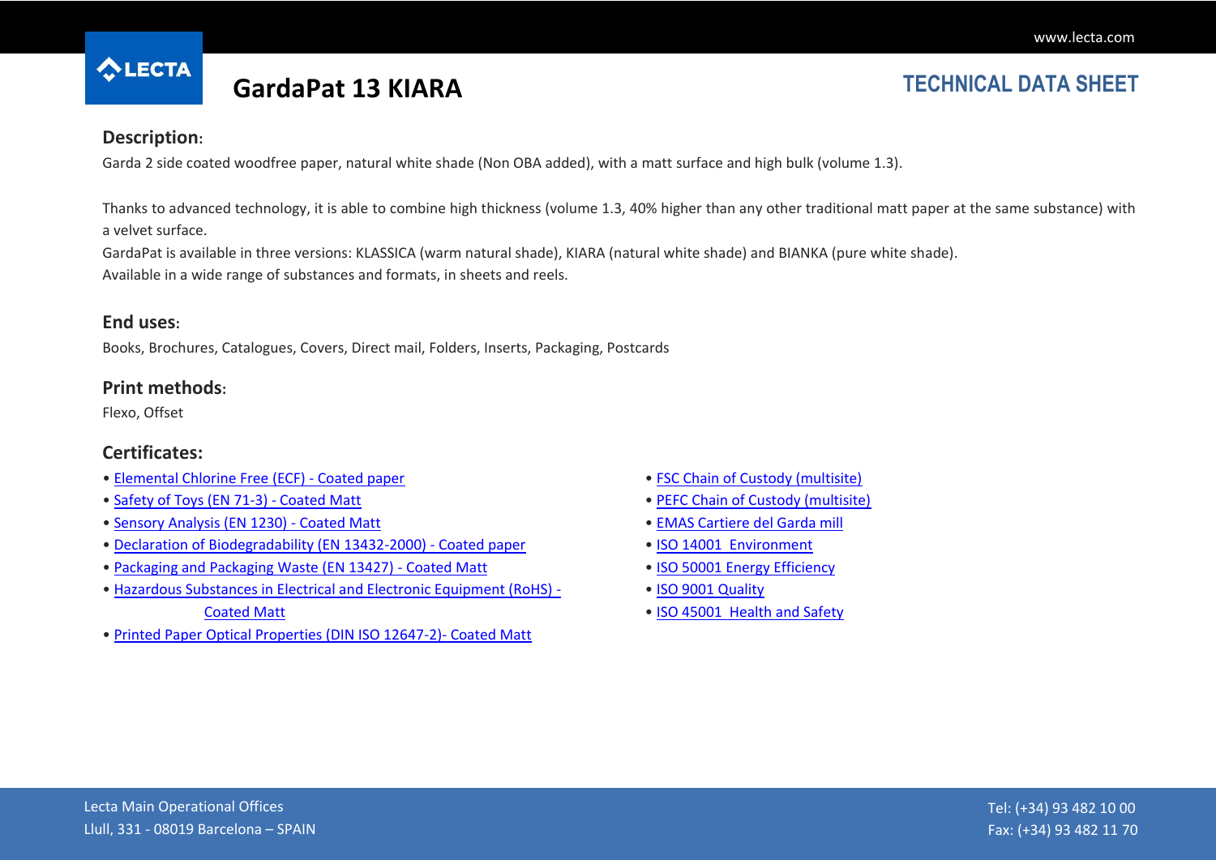# GardaPat 13 KIARA

**TECHNICAL DATA SHEET**

## Description:

Garda 2 side coated woodfree paper, natural white shade (Non OBA added), with a matt surface and high bulk (volume 1.3).

Thanks to advanced technology, it is able to combine high thickness (volume 1.3, 40% higher than any other traditional matt paper at the same substance) with a velvet surface.
GardaPat is available in three versions: KLASSICA (warm natural shade), KIARA (natural white shade) and BIANKA (pure white shade).
Available in a wide range of substances and formats, in sheets and reels.

## End uses:

Books, Brochures, Catalogues, Covers, Direct mail, Folders, Inserts, Packaging, Postcards

## Print methods:

Flexo, Offset

## Certificates:

- Elemental Chlorine Free (ECF) - Coated paper
- Safety of Toys (EN 71-3) - Coated Matt
- Sensory Analysis (EN 1230) - Coated Matt
- Declaration of Biodegradability (EN 13432-2000) - Coated paper
- Packaging and Packaging Waste (EN 13427) - Coated Matt
- Hazardous Substances in Electrical and Electronic Equipment (RoHS) - Coated Matt
- Printed Paper Optical Properties (DIN ISO 12647-2)- Coated Matt
- FSC Chain of Custody (multisite)
- PEFC Chain of Custody (multisite)
- EMAS Cartiere del Garda mill
- ISO 14001 Environment
- ISO 50001 Energy Efficiency
- ISO 9001 Quality
- ISO 45001 Health and Safety

Lecta Main Operational Offices
Llull, 331 - 08019 Barcelona – SPAIN

Tel: (+34) 93 482 10 00
Fax: (+34) 93 482 11 70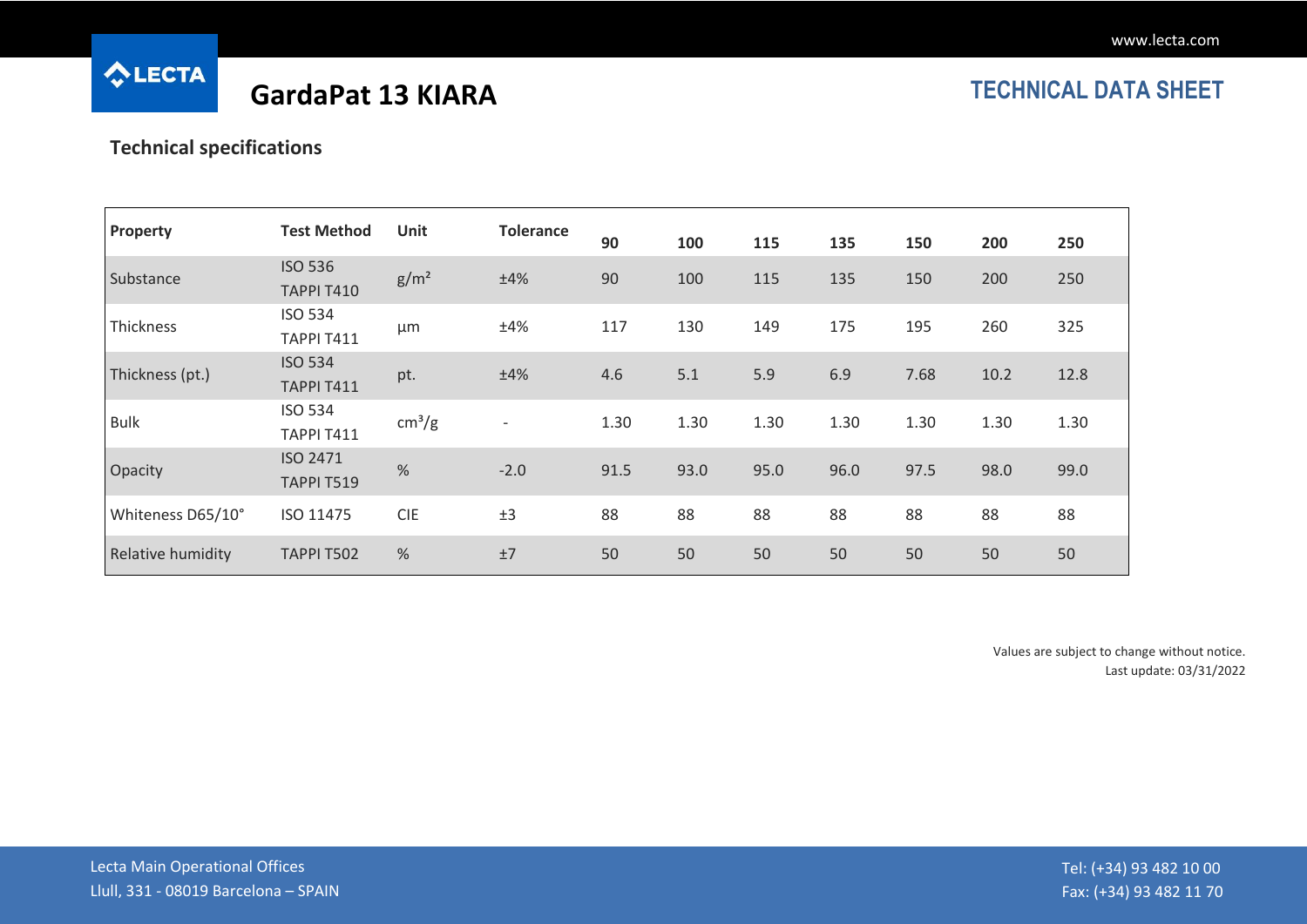# GardaPat 13 KIARA

## TECHNICAL DATA SHEET

### Technical specifications

| Property | Test Method | Unit | Tolerance | 90 | 100 | 115 | 135 | 150 | 200 | 250 |
|---|---|---|---|---|---|---|---|---|---|---|
| Substance | ISO 536 TAPPI T410 | g/m² | ±4% | 90 | 100 | 115 | 135 | 150 | 200 | 250 |
| Thickness | ISO 534 TAPPI T411 | µm | ±4% | 117 | 130 | 149 | 175 | 195 | 260 | 325 |
| Thickness (pt.) | ISO 534 TAPPI T411 | pt. | ±4% | 4.6 | 5.1 | 5.9 | 6.9 | 7.68 | 10.2 | 12.8 |
| Bulk | ISO 534 TAPPI T411 | cm³/g | - | 1.30 | 1.30 | 1.30 | 1.30 | 1.30 | 1.30 | 1.30 |
| Opacity | ISO 2471 TAPPI T519 | % | -2.0 | 91.5 | 93.0 | 95.0 | 96.0 | 97.5 | 98.0 | 99.0 |
| Whiteness D65/10° | ISO 11475 | CIE | ±3 | 88 | 88 | 88 | 88 | 88 | 88 | 88 |
| Relative humidity | TAPPI T502 | % | ±7 | 50 | 50 | 50 | 50 | 50 | 50 | 50 |

Values are subject to change without notice.
Last update: 03/31/2022